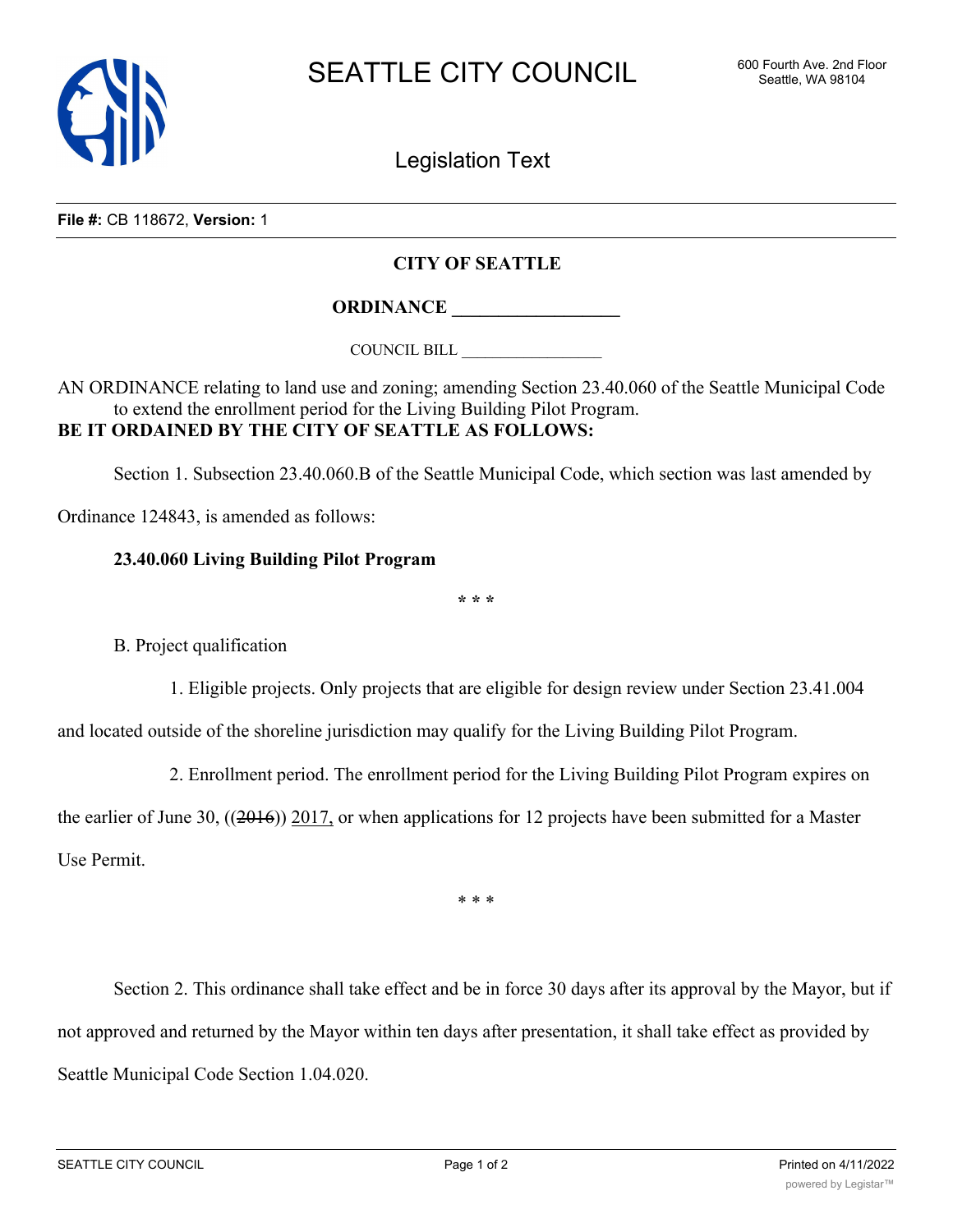SEATTLE CITY COUNCIL

600 Fourth Ave. 2nd Floor
Seattle, WA 98104

Legislation Text

**File #:** CB 118672, **Version:** 1

**CITY OF SEATTLE**

**ORDINANCE __________________**

COUNCIL BILL __________________

AN ORDINANCE relating to land use and zoning; amending Section 23.40.060 of the Seattle Municipal Code to extend the enrollment period for the Living Building Pilot Program.

**BE IT ORDAINED BY THE CITY OF SEATTLE AS FOLLOWS:**

Section 1. Subsection 23.40.060.B of the Seattle Municipal Code, which section was last amended by Ordinance 124843, is amended as follows:

**23.40.060 Living Building Pilot Program**

\* \* \*

B. Project qualification

1. Eligible projects. Only projects that are eligible for design review under Section 23.41.004 and located outside of the shoreline jurisdiction may qualify for the Living Building Pilot Program.

2. Enrollment period. The enrollment period for the Living Building Pilot Program expires on the earlier of June 30, ((~~2016~~)) <u>2017,</u> or when applications for 12 projects have been submitted for a Master Use Permit.

\* \* \*

Section 2. This ordinance shall take effect and be in force 30 days after its approval by the Mayor, but if not approved and returned by the Mayor within ten days after presentation, it shall take effect as provided by Seattle Municipal Code Section 1.04.020.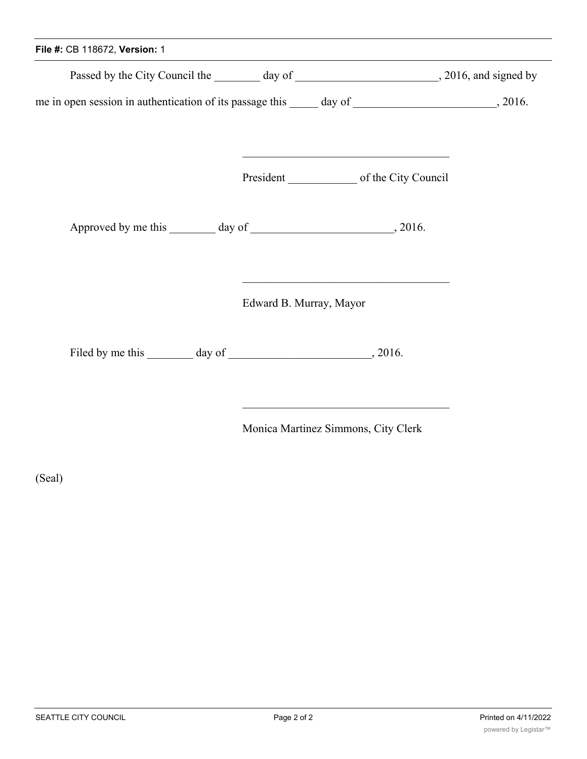File #: CB 118672, Version: 1

Passed by the City Council the ________ day of _________________________, 2016, and signed by me in open session in authentication of its passage this _____ day of _________________________, 2016.

____________________________________

President ____________ of the City Council

Approved by me this ________ day of _________________________, 2016.

____________________________________

Edward B. Murray, Mayor

Filed by me this ________ day of _________________________, 2016.

____________________________________

Monica Martinez Simmons, City Clerk

(Seal)